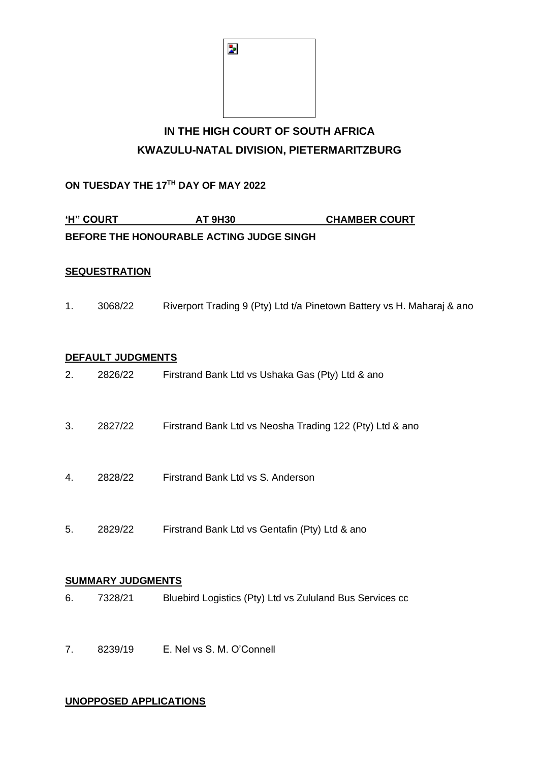# IN THE HIGH COURT OF SOUTH AFRICA
# KWAZULU-NATAL DIVISION, PIETERMARITZBURG

**ON TUESDAY THE 17TH DAY OF MAY 2022**

**'H" COURT AT 9H30 CHAMBER COURT**

**BEFORE THE HONOURABLE ACTING JUDGE SINGH**

**SEQUESTRATION**

1. 3068/22 Riverport Trading 9 (Pty) Ltd t/a Pinetown Battery vs H. Maharaj & ano

**DEFAULT JUDGMENTS**

2. 2826/22 Firstrand Bank Ltd vs Ushaka Gas (Pty) Ltd & ano

3. 2827/22 Firstrand Bank Ltd vs Neosha Trading 122 (Pty) Ltd & ano

4. 2828/22 Firstrand Bank Ltd vs S. Anderson

5. 2829/22 Firstrand Bank Ltd vs Gentafin (Pty) Ltd & ano

**SUMMARY JUDGMENTS**

6. 7328/21 Bluebird Logistics (Pty) Ltd vs Zululand Bus Services cc

7. 8239/19 E. Nel vs S. M. O'Connell

**UNOPPOSED APPLICATIONS**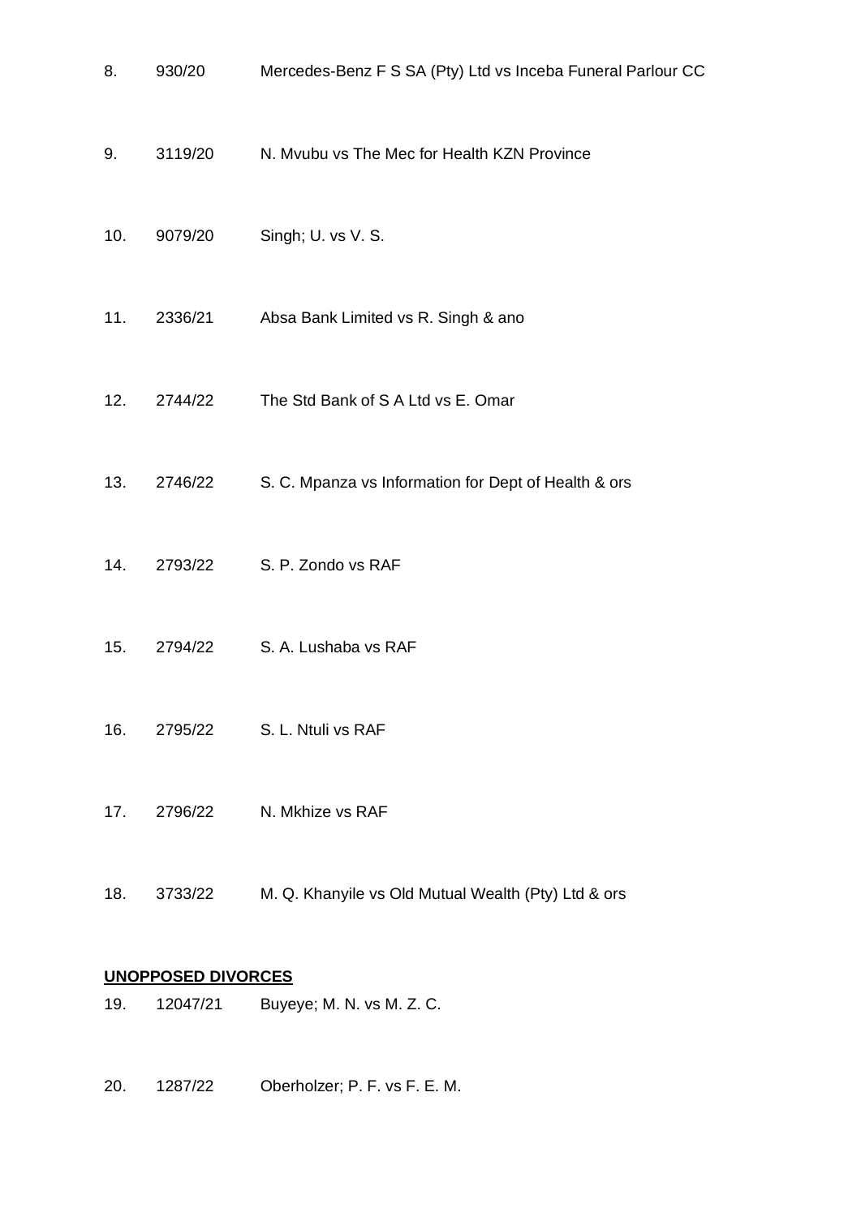| | | |
|---|---|---|
| 8. | 930/20 | Mercedes-Benz F S SA (Pty) Ltd vs Inceba Funeral Parlour CC |
| 9. | 3119/20 | N. Mvubu vs The Mec for Health KZN Province |
| 10. | 9079/20 | Singh; U. vs V. S. |
| 11. | 2336/21 | Absa Bank Limited vs R. Singh & ano |
| 12. | 2744/22 | The Std Bank of S A Ltd vs E. Omar |
| 13. | 2746/22 | S. C. Mpanza vs Information for Dept of Health & ors |
| 14. | 2793/22 | S. P. Zondo vs RAF |
| 15. | 2794/22 | S. A. Lushaba vs RAF |
| 16. | 2795/22 | S. L. Ntuli vs RAF |
| 17. | 2796/22 | N. Mkhize vs RAF |
| 18. | 3733/22 | M. Q. Khanyile vs Old Mutual Wealth (Pty) Ltd & ors |

**UNOPPOSED DIVORCES**

| | | |
|---|---|---|
| 19. | 12047/21 | Buyeye; M. N. vs M. Z. C. |
| 20. | 1287/22 | Oberholzer; P. F. vs F. E. M. |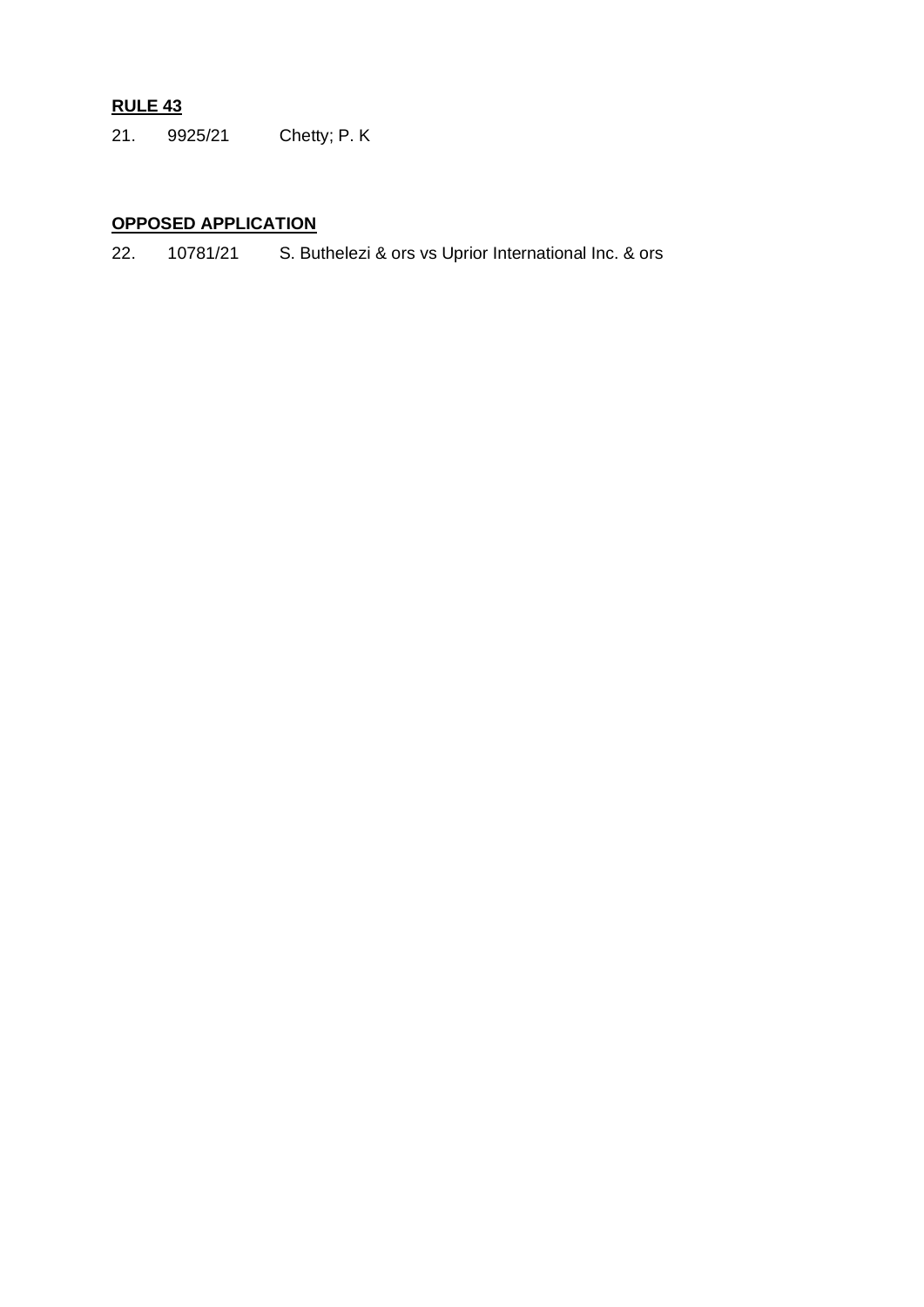**RULE 43**

21. 9925/21 Chetty; P. K

**OPPOSED APPLICATION**

22. 10781/21 S. Buthelezi & ors vs Uprior International Inc. & ors